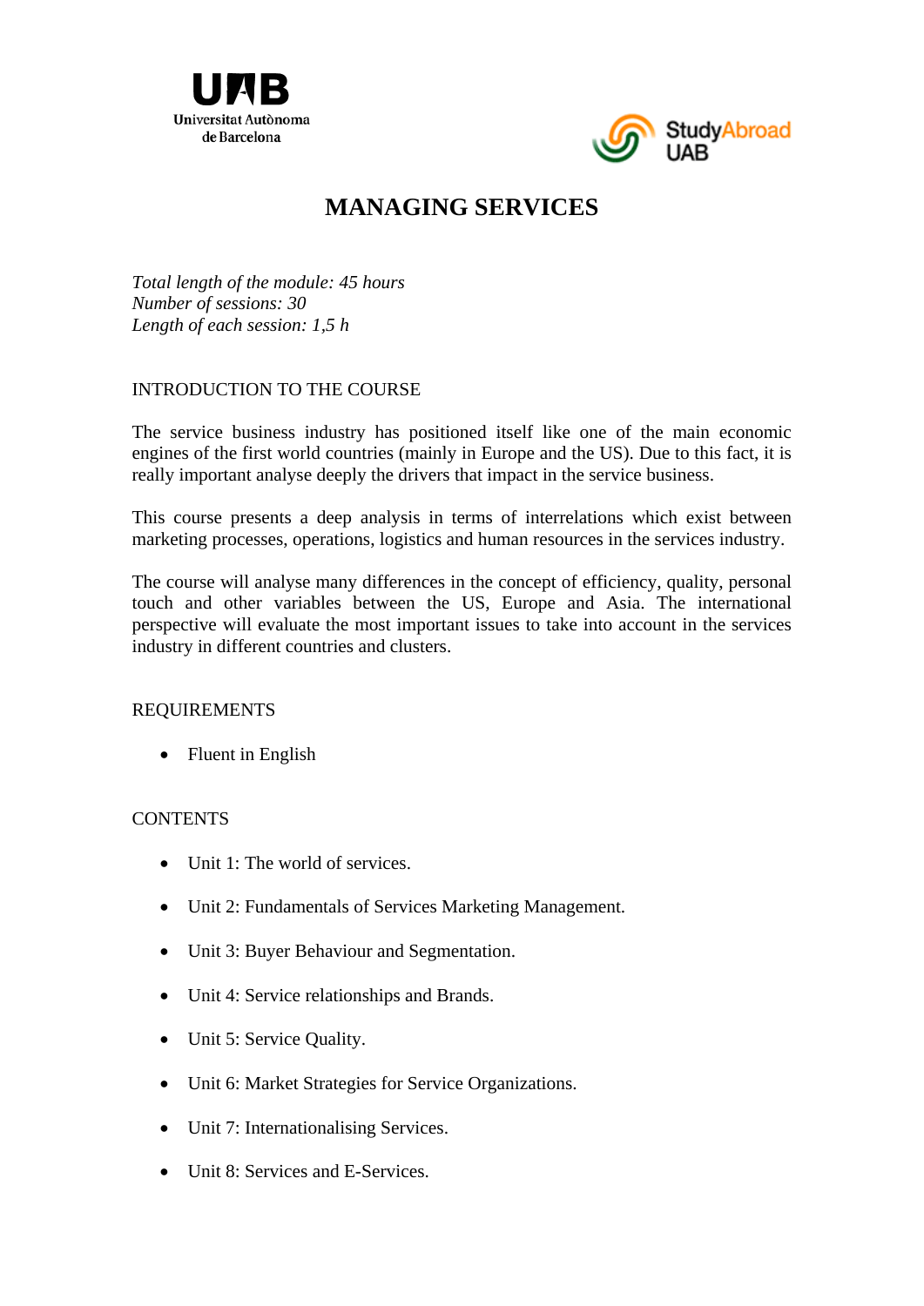# MANAGING SERVICES

*Total length of the module: 45 hours*
*Number of sessions: 30*
*Length of each session: 1,5 h*

## INTRODUCTION TO THE COURSE

The service business industry has positioned itself like one of the main economic engines of the first world countries (mainly in Europe and the US). Due to this fact, it is really important analyse deeply the drivers that impact in the service business.

This course presents a deep analysis in terms of interrelations which exist between marketing processes, operations, logistics and human resources in the services industry.

The course will analyse many differences in the concept of efficiency, quality, personal touch and other variables between the US, Europe and Asia. The international perspective will evaluate the most important issues to take into account in the services industry in different countries and clusters.

## REQUIREMENTS

- Fluent in English

## CONTENTS

- Unit 1: The world of services.
- Unit 2: Fundamentals of Services Marketing Management.
- Unit 3: Buyer Behaviour and Segmentation.
- Unit 4: Service relationships and Brands.
- Unit 5: Service Quality.
- Unit 6: Market Strategies for Service Organizations.
- Unit 7: Internationalising Services.
- Unit 8: Services and E-Services.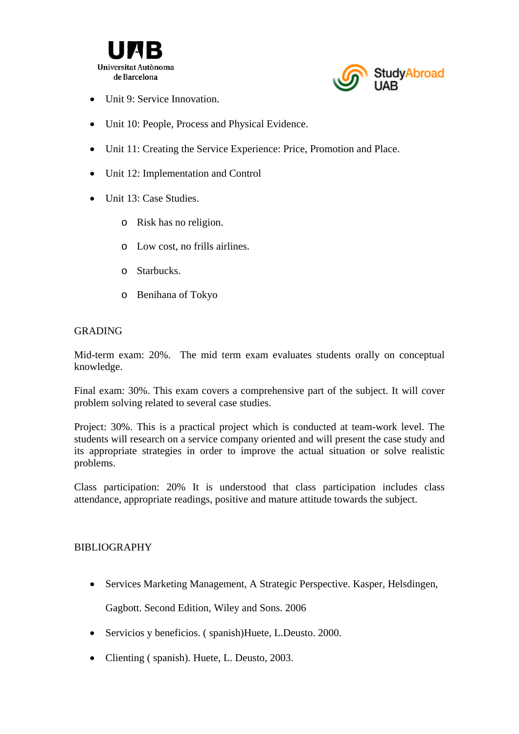- Unit 9: Service Innovation.
- Unit 10: People, Process and Physical Evidence.
- Unit 11: Creating the Service Experience: Price, Promotion and Place.
- Unit 12: Implementation and Control
- Unit 13: Case Studies.
    - Risk has no religion.
    - Low cost, no frills airlines.
    - Starbucks.
    - Benihana of Tokyo

## GRADING

Mid-term exam: 20%. The mid term exam evaluates students orally on conceptual knowledge.

Final exam: 30%. This exam covers a comprehensive part of the subject. It will cover problem solving related to several case studies.

Project: 30%. This is a practical project which is conducted at team-work level. The students will research on a service company oriented and will present the case study and its appropriate strategies in order to improve the actual situation or solve realistic problems.

Class participation: 20% It is understood that class participation includes class attendance, appropriate readings, positive and mature attitude towards the subject.

## BIBLIOGRAPHY

- Services Marketing Management, A Strategic Perspective. Kasper, Helsdingen, Gagbott. Second Edition, Wiley and Sons. 2006
- Servicios y beneficios. ( spanish)Huete, L.Deusto. 2000.
- Clienting ( spanish). Huete, L. Deusto, 2003.